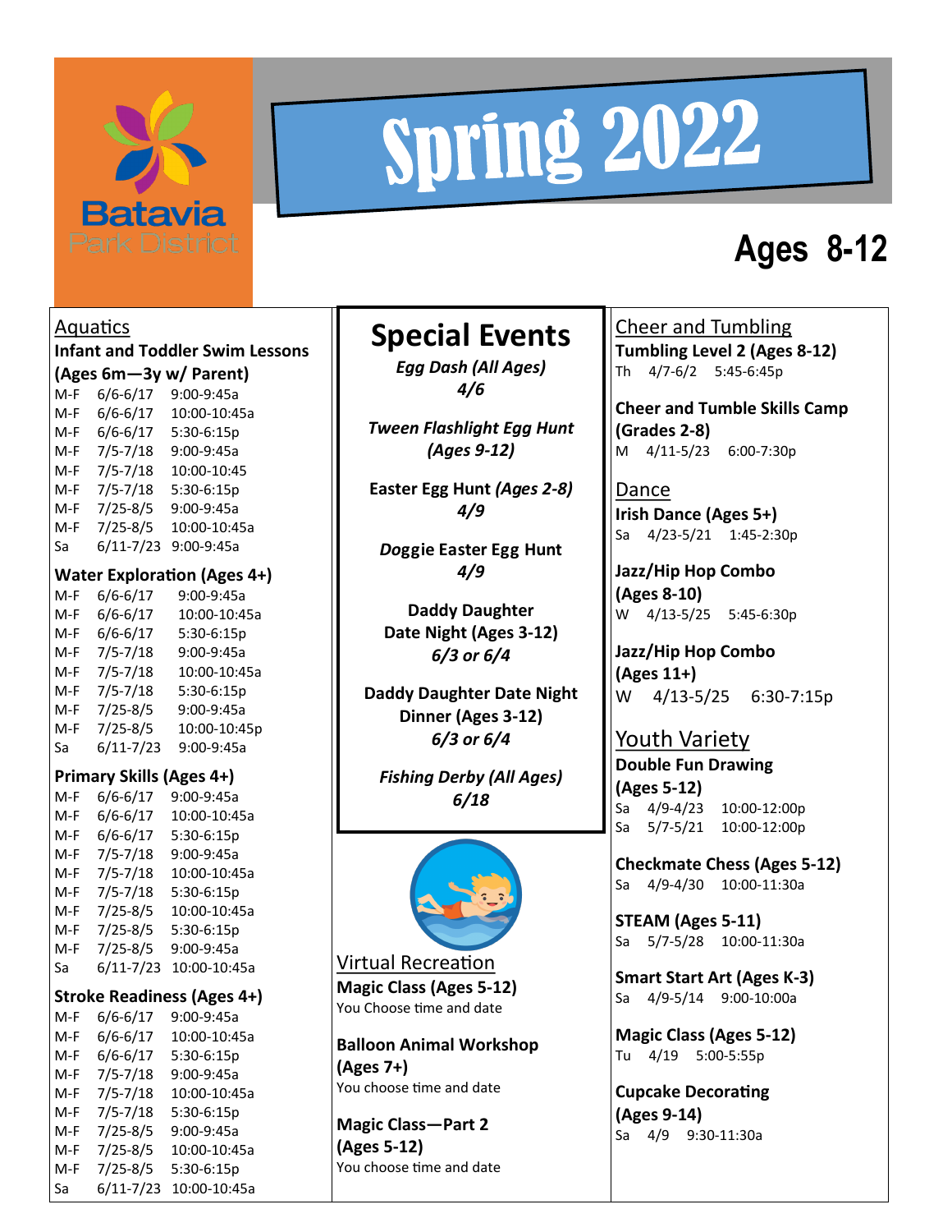Batavia Park District

# Spring 2022

## Ages 8-12

## Aquatics

### Infant and Toddler Swim Lessons (Ages 6m—3y w/ Parent)

| | | |
|---|---|---|
| M-F | 6/6-6/17 | 9:00-9:45a |
| M-F | 6/6-6/17 | 10:00-10:45a |
| M-F | 6/6-6/17 | 5:30-6:15p |
| M-F | 7/5-7/18 | 9:00-9:45a |
| M-F | 7/5-7/18 | 10:00-10:45 |
| M-F | 7/5-7/18 | 5:30-6:15p |
| M-F | 7/25-8/5 | 9:00-9:45a |
| M-F | 7/25-8/5 | 10:00-10:45a |
| Sa | 6/11-7/23 | 9:00-9:45a |

### Water Exploration (Ages 4+)

| | | |
|---|---|---|
| M-F | 6/6-6/17 | 9:00-9:45a |
| M-F | 6/6-6/17 | 10:00-10:45a |
| M-F | 6/6-6/17 | 5:30-6:15p |
| M-F | 7/5-7/18 | 9:00-9:45a |
| M-F | 7/5-7/18 | 10:00-10:45a |
| M-F | 7/5-7/18 | 5:30-6:15p |
| M-F | 7/25-8/5 | 9:00-9:45a |
| M-F | 7/25-8/5 | 10:00-10:45p |
| Sa | 6/11-7/23 | 9:00-9:45a |

### Primary Skills (Ages 4+)

| | | |
|---|---|---|
| M-F | 6/6-6/17 | 9:00-9:45a |
| M-F | 6/6-6/17 | 10:00-10:45a |
| M-F | 6/6-6/17 | 5:30-6:15p |
| M-F | 7/5-7/18 | 9:00-9:45a |
| M-F | 7/5-7/18 | 10:00-10:45a |
| M-F | 7/5-7/18 | 5:30-6:15p |
| M-F | 7/25-8/5 | 10:00-10:45a |
| M-F | 7/25-8/5 | 5:30-6:15p |
| M-F | 7/25-8/5 | 9:00-9:45a |
| Sa | 6/11-7/23 | 10:00-10:45a |

### Stroke Readiness (Ages 4+)

| | | |
|---|---|---|
| M-F | 6/6-6/17 | 9:00-9:45a |
| M-F | 6/6-6/17 | 10:00-10:45a |
| M-F | 6/6-6/17 | 5:30-6:15p |
| M-F | 7/5-7/18 | 9:00-9:45a |
| M-F | 7/5-7/18 | 10:00-10:45a |
| M-F | 7/5-7/18 | 5:30-6:15p |
| M-F | 7/25-8/5 | 9:00-9:45a |
| M-F | 7/25-8/5 | 10:00-10:45a |
| M-F | 7/25-8/5 | 5:30-6:15p |
| Sa | 6/11-7/23 | 10:00-10:45a |

## Special Events

***Egg Dash (All Ages)***
***4/6***

***Tween Flashlight Egg Hunt (Ages 9-12)***

**Easter Egg Hunt *(Ages 2-8)***
***4/9***

***Doggie Easter Egg Hunt***
***4/9***

**Daddy Daughter Date Night (Ages 3-12)**
***6/3 or 6/4***

**Daddy Daughter Date Night Dinner (Ages 3-12)**
***6/3 or 6/4***

***Fishing Derby (All Ages)***
***6/18***

## Virtual Recreation

**Magic Class (Ages 5-12)**
You Choose time and date

**Balloon Animal Workshop (Ages 7+)**
You choose time and date

**Magic Class—Part 2 (Ages 5-12)**
You choose time and date

## Cheer and Tumbling

**Tumbling Level 2 (Ages 8-12)**
Th 4/7-6/2 5:45-6:45p

**Cheer and Tumble Skills Camp (Grades 2-8)**
M 4/11-5/23 6:00-7:30p

## Dance

**Irish Dance (Ages 5+)**
Sa 4/23-5/21 1:45-2:30p

**Jazz/Hip Hop Combo (Ages 8-10)**
W 4/13-5/25 5:45-6:30p

**Jazz/Hip Hop Combo (Ages 11+)**
W 4/13-5/25 6:30-7:15p

## Youth Variety

**Double Fun Drawing (Ages 5-12)**
Sa 4/9-4/23 10:00-12:00p
Sa 5/7-5/21 10:00-12:00p

**Checkmate Chess (Ages 5-12)**
Sa 4/9-4/30 10:00-11:30a

**STEAM (Ages 5-11)**
Sa 5/7-5/28 10:00-11:30a

**Smart Start Art (Ages K-3)**
Sa 4/9-5/14 9:00-10:00a

**Magic Class (Ages 5-12)**
Tu 4/19 5:00-5:55p

**Cupcake Decorating (Ages 9-14)**
Sa 4/9 9:30-11:30a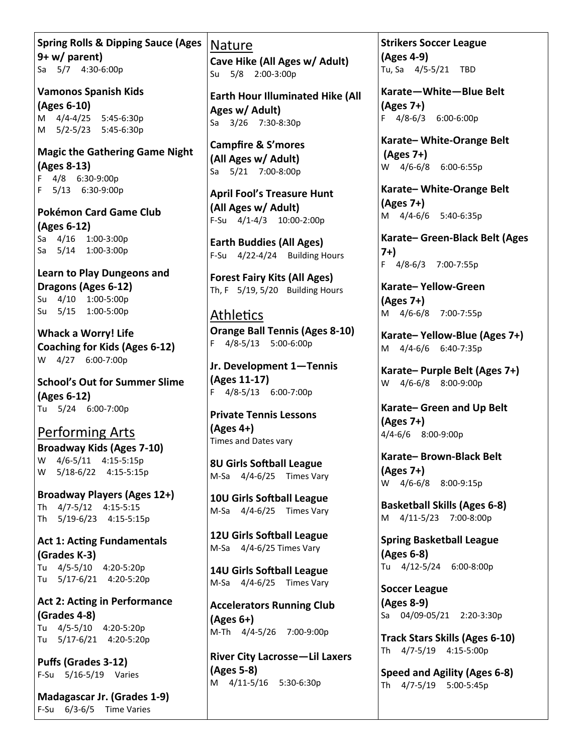**Spring Rolls & Dipping Sauce (Ages 9+ w/ parent)**
Sa 5/7 4:30-6:00p

**Vamonos Spanish Kids (Ages 6-10)**
M 4/4-4/25 5:45-6:30p
M 5/2-5/23 5:45-6:30p

**Magic the Gathering Game Night (Ages 8-13)**
F 4/8 6:30-9:00p
F 5/13 6:30-9:00p

**Pokémon Card Game Club (Ages 6-12)**
Sa 4/16 1:00-3:00p
Sa 5/14 1:00-3:00p

**Learn to Play Dungeons and Dragons (Ages 6-12)**
Su 4/10 1:00-5:00p
Su 5/15 1:00-5:00p

**Whack a Worry! Life Coaching for Kids (Ages 6-12)**
W 4/27 6:00-7:00p

**School's Out for Summer Slime (Ages 6-12)**
Tu 5/24 6:00-7:00p

## Performing Arts

**Broadway Kids (Ages 7-10)**
W 4/6-5/11 4:15-5:15p
W 5/18-6/22 4:15-5:15p

**Broadway Players (Ages 12+)**
Th 4/7-5/12 4:15-5:15
Th 5/19-6/23 4:15-5:15p

**Act 1: Acting Fundamentals (Grades K-3)**
Tu 4/5-5/10 4:20-5:20p
Tu 5/17-6/21 4:20-5:20p

**Act 2: Acting in Performance (Grades 4-8)**
Tu 4/5-5/10 4:20-5:20p
Tu 5/17-6/21 4:20-5:20p

**Puffs (Grades 3-12)**
F-Su 5/16-5/19 Varies

**Madagascar Jr. (Grades 1-9)**
F-Su 6/3-6/5 Time Varies

## Nature

**Cave Hike (All Ages w/ Adult)**
Su 5/8 2:00-3:00p

**Earth Hour Illuminated Hike (All Ages w/ Adult)**
Sa 3/26 7:30-8:30p

**Campfire & S'mores (All Ages w/ Adult)**
Sa 5/21 7:00-8:00p

**April Fool's Treasure Hunt (All Ages w/ Adult)**
F-Su 4/1-4/3 10:00-2:00p

**Earth Buddies (All Ages)**
F-Su 4/22-4/24 Building Hours

**Forest Fairy Kits (All Ages)**
Th, F 5/19, 5/20 Building Hours

## Athletics

**Orange Ball Tennis (Ages 8-10)**
F 4/8-5/13 5:00-6:00p

**Jr. Development 1—Tennis (Ages 11-17)**
F 4/8-5/13 6:00-7:00p

**Private Tennis Lessons (Ages 4+)**
Times and Dates vary

**8U Girls Softball League**
M-Sa 4/4-6/25 Times Vary

**10U Girls Softball League**
M-Sa 4/4-6/25 Times Vary

**12U Girls Softball League**
M-Sa 4/4-6/25 Times Vary

**14U Girls Softball League**
M-Sa 4/4-6/25 Times Vary

**Accelerators Running Club (Ages 6+)**
M-Th 4/4-5/26 7:00-9:00p

**River City Lacrosse—Lil Laxers (Ages 5-8)**
M 4/11-5/16 5:30-6:30p

**Strikers Soccer League (Ages 4-9)**
Tu, Sa 4/5-5/21 TBD

**Karate—White—Blue Belt (Ages 7+)**
F 4/8-6/3 6:00-6:00p

**Karate– White-Orange Belt (Ages 7+)**
W 4/6-6/8 6:00-6:55p

**Karate– White-Orange Belt (Ages 7+)**
M 4/4-6/6 5:40-6:35p

**Karate– Green-Black Belt (Ages 7+)**
F 4/8-6/3 7:00-7:55p

**Karate– Yellow-Green (Ages 7+)**
M 4/6-6/8 7:00-7:55p

**Karate– Yellow-Blue (Ages 7+)**
M 4/4-6/6 6:40-7:35p

**Karate– Purple Belt (Ages 7+)**
W 4/6-6/8 8:00-9:00p

**Karate– Green and Up Belt (Ages 7+)**
4/4-6/6 8:00-9:00p

**Karate– Brown-Black Belt (Ages 7+)**
W 4/6-6/8 8:00-9:15p

**Basketball Skills (Ages 6-8)**
M 4/11-5/23 7:00-8:00p

**Spring Basketball League (Ages 6-8)**
Tu 4/12-5/24 6:00-8:00p

**Soccer League (Ages 8-9)**
Sa 04/09-05/21 2:20-3:30p

**Track Stars Skills (Ages 6-10)**
Th 4/7-5/19 4:15-5:00p

**Speed and Agility (Ages 6-8)**
Th 4/7-5/19 5:00-5:45p